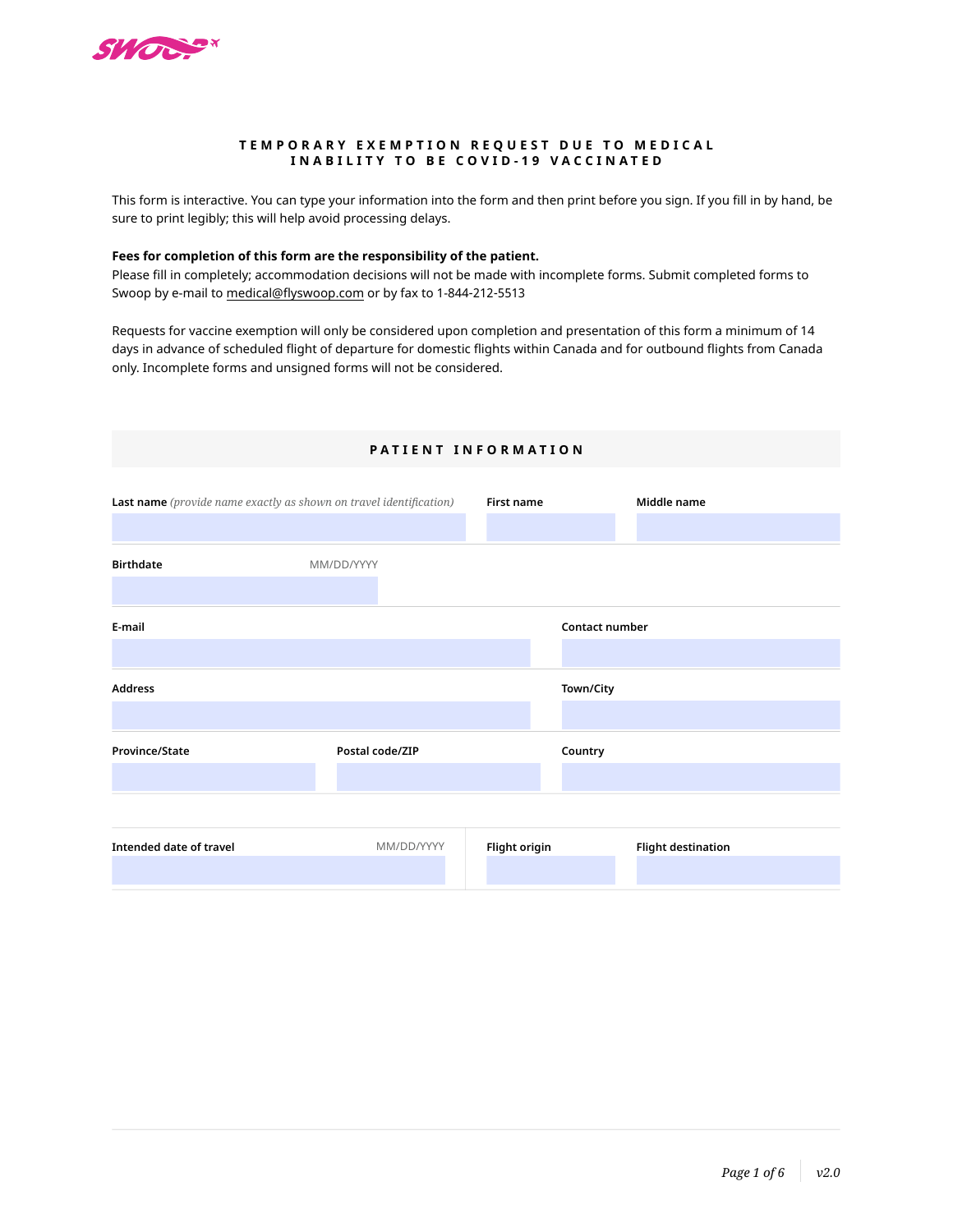# TEMPORARY EXEMPTION REQUEST DUE TO MEDICAL INABILITY TO BE COVID-19 VACCINATED

This form is interactive. You can type your information into the form and then print before you sign. If you fill in by hand, be sure to print legibly; this will help avoid processing delays.

**Fees for completion of this form are the responsibility of the patient.**
Please fill in completely; accommodation decisions will not be made with incomplete forms. Submit completed forms to Swoop by e-mail to medical@flyswoop.com or by fax to 1-844-212-5513

Requests for vaccine exemption will only be considered upon completion and presentation of this form a minimum of 14 days in advance of scheduled flight of departure for domestic flights within Canada and for outbound flights from Canada only. Incomplete forms and unsigned forms will not be considered.

## PATIENT INFORMATION

| **Last name** *(provide name exactly as shown on travel identification)* | **First name** | **Middle name** |
|---|---|---|
| | | |

| **Birthdate** MM/DD/YYYY |
|---|
| |

| **E-mail** | **Contact number** |
|---|---|
| | |

| **Address** | **Town/City** |
|---|---|
| | |

| **Province/State** | **Postal code/ZIP** | **Country** |
|---|---|---|
| | | |

| **Intended date of travel** MM/DD/YYYY | **Flight origin** | **Flight destination** |
|---|---|---|
| | | |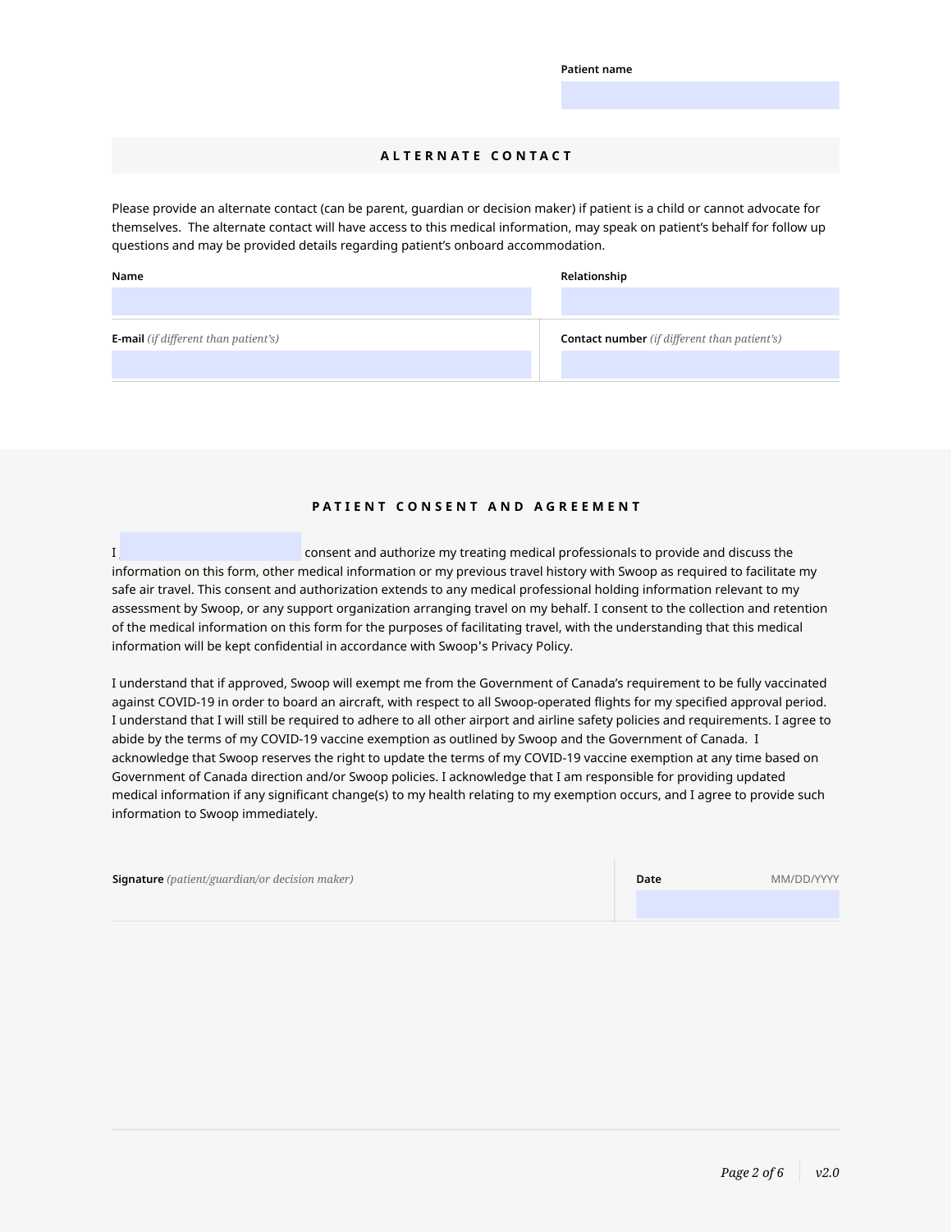**Patient name**

## ALTERNATE CONTACT

Please provide an alternate contact (can be parent, guardian or decision maker) if patient is a child or cannot advocate for themselves. The alternate contact will have access to this medical information, may speak on patient's behalf for follow up questions and may be provided details regarding patient's onboard accommodation.

| **Name** | **Relationship** |
| --- | --- |
| | |
| **E-mail** *(if different than patient's)* | **Contact number** *(if different than patient's)* |
| | |

## PATIENT CONSENT AND AGREEMENT

I, ______________ consent and authorize my treating medical professionals to provide and discuss the information on this form, other medical information or my previous travel history with Swoop as required to facilitate my safe air travel. This consent and authorization extends to any medical professional holding information relevant to my assessment by Swoop, or any support organization arranging travel on my behalf. I consent to the collection and retention of the medical information on this form for the purposes of facilitating travel, with the understanding that this medical information will be kept confidential in accordance with Swoop's Privacy Policy.

I understand that if approved, Swoop will exempt me from the Government of Canada's requirement to be fully vaccinated against COVID-19 in order to board an aircraft, with respect to all Swoop-operated flights for my specified approval period. I understand that I will still be required to adhere to all other airport and airline safety policies and requirements. I agree to abide by the terms of my COVID-19 vaccine exemption as outlined by Swoop and the Government of Canada. I acknowledge that Swoop reserves the right to update the terms of my COVID-19 vaccine exemption at any time based on Government of Canada direction and/or Swoop policies. I acknowledge that I am responsible for providing updated medical information if any significant change(s) to my health relating to my exemption occurs, and I agree to provide such information to Swoop immediately.

| **Signature** *(patient/guardian/or decision maker)* | **Date** MM/DD/YYYY |
| --- | --- |
| | |

v2.0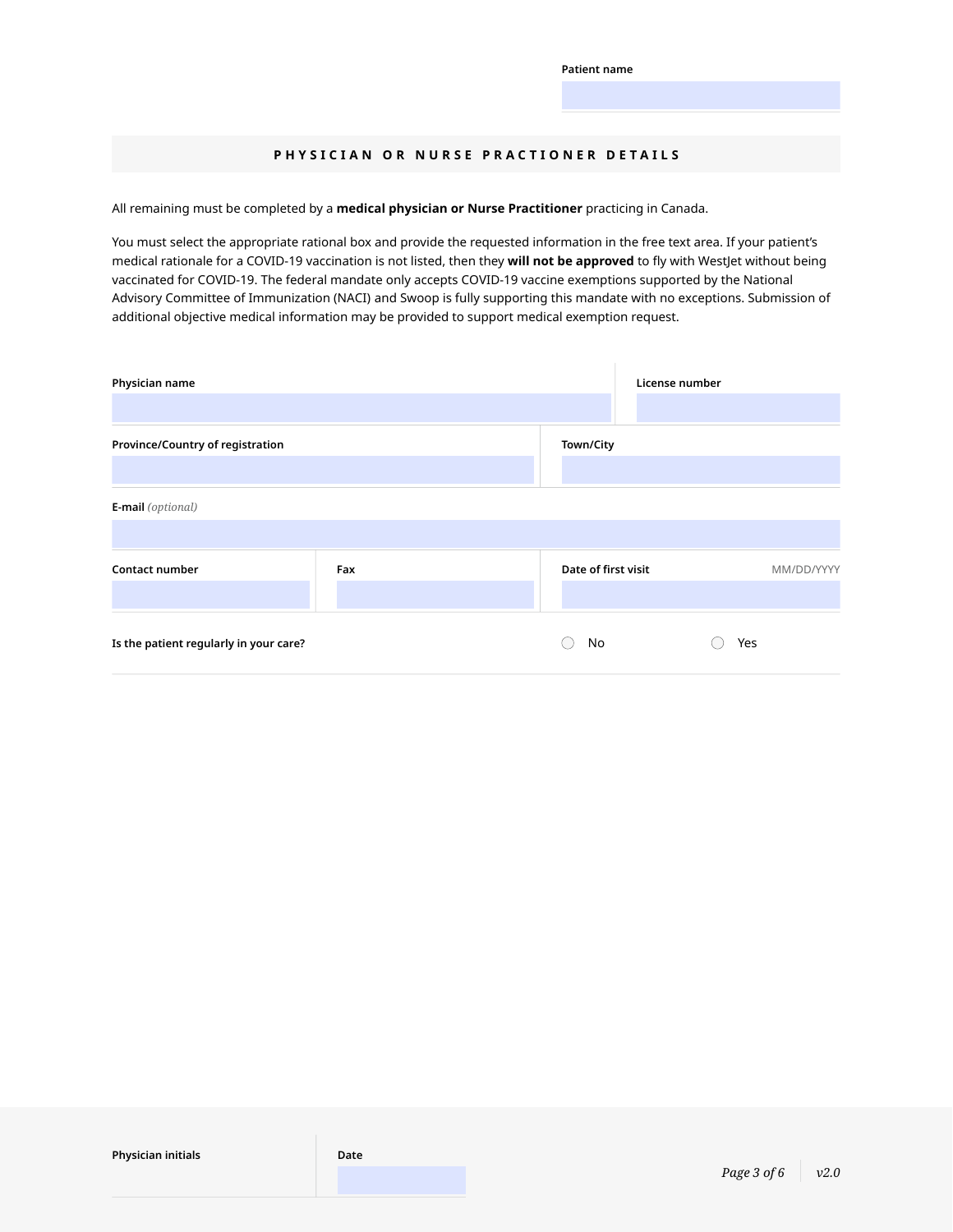**Patient name**

## PHYSICIAN OR NURSE PRACTIONER DETAILS

All remaining must be completed by a **medical physician or Nurse Practitioner** practicing in Canada.

You must select the appropriate rational box and provide the requested information in the free text area. If your patient's medical rationale for a COVID-19 vaccination is not listed, then they **will not be approved** to fly with WestJet without being vaccinated for COVID-19. The federal mandate only accepts COVID-19 vaccine exemptions supported by the National Advisory Committee of Immunization (NACI) and Swoop is fully supporting this mandate with no exceptions. Submission of additional objective medical information may be provided to support medical exemption request.

**Physician name**

**License number**

**Province/Country of registration**

**Town/City**

**E-mail** *(optional)*

**Contact number**

**Fax**

**Date of first visit** MM/DD/YYYY

**Is the patient regularly in your care?** ○ No ○ Yes

**Physician initials**

**Date**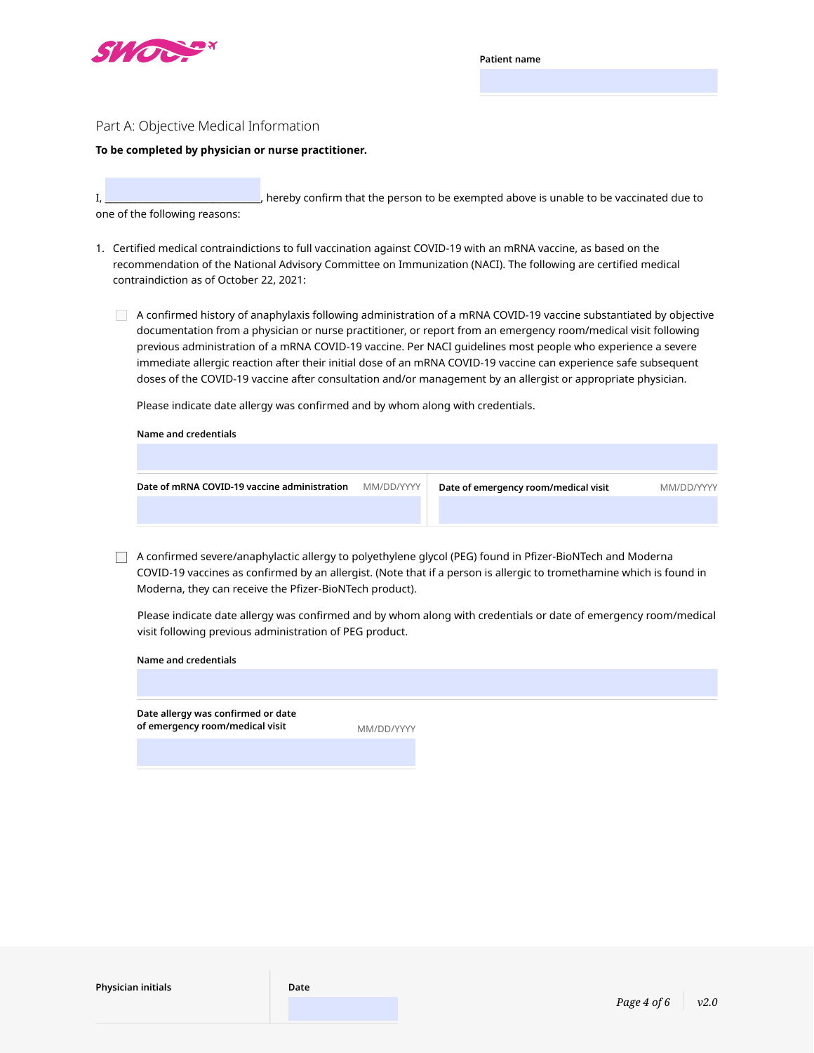Patient name

\_\_\_\_\_\_\_\_\_\_\_\_\_\_\_\_\_\_\_\_

## Part A: Objective Medical Information

**To be completed by physician or nurse practitioner.**

I, \_\_\_\_\_\_\_\_\_\_\_\_\_\_\_\_\_\_\_\_\_\_\_\_\_\_\_\_, hereby confirm that the person to be exempted above is unable to be vaccinated due to one of the following reasons:

1. Certified medical contraindictions to full vaccination against COVID-19 with an mRNA vaccine, as based on the recommendation of the National Advisory Committee on Immunization (NACI). The following are certified medical contraindiction as of October 22, 2021:

- [ ] A confirmed history of anaphylaxis following administration of a mRNA COVID-19 vaccine substantiated by objective documentation from a physician or nurse practitioner, or report from an emergency room/medical visit following previous administration of a mRNA COVID-19 vaccine. Per NACI guidelines most people who experience a severe immediate allergic reaction after their initial dose of an mRNA COVID-19 vaccine can experience safe subsequent doses of the COVID-19 vaccine after consultation and/or management by an allergist or appropriate physician.

  Please indicate date allergy was confirmed and by whom along with credentials.

  **Name and credentials**

  \_\_\_\_\_\_\_\_\_\_\_\_\_\_\_\_\_\_\_\_

  **Date of mRNA COVID-19 vaccine administration** MM/DD/YYYY

  \_\_\_\_\_\_\_\_\_\_\_\_\_\_\_\_\_\_\_\_

  **Date of emergency room/medical visit** MM/DD/YYYY

  \_\_\_\_\_\_\_\_\_\_\_\_\_\_\_\_\_\_\_\_

- [ ] A confirmed severe/anaphylactic allergy to polyethylene glycol (PEG) found in Pfizer-BioNTech and Moderna COVID-19 vaccines as confirmed by an allergist. (Note that if a person is allergic to tromethamine which is found in Moderna, they can receive the Pfizer-BioNTech product).

  Please indicate date allergy was confirmed and by whom along with credentials or date of emergency room/medical visit following previous administration of PEG product.

  **Name and credentials**

  \_\_\_\_\_\_\_\_\_\_\_\_\_\_\_\_\_\_\_\_

  **Date allergy was confirmed or date of emergency room/medical visit** MM/DD/YYYY

  \_\_\_\_\_\_\_\_\_\_\_\_\_\_\_\_\_\_\_\_

**Physician initials**

\_\_\_\_\_\_\_\_\_\_\_\_\_\_\_\_\_\_\_\_

**Date**

\_\_\_\_\_\_\_\_\_\_\_\_\_\_\_\_\_\_\_\_

v2.0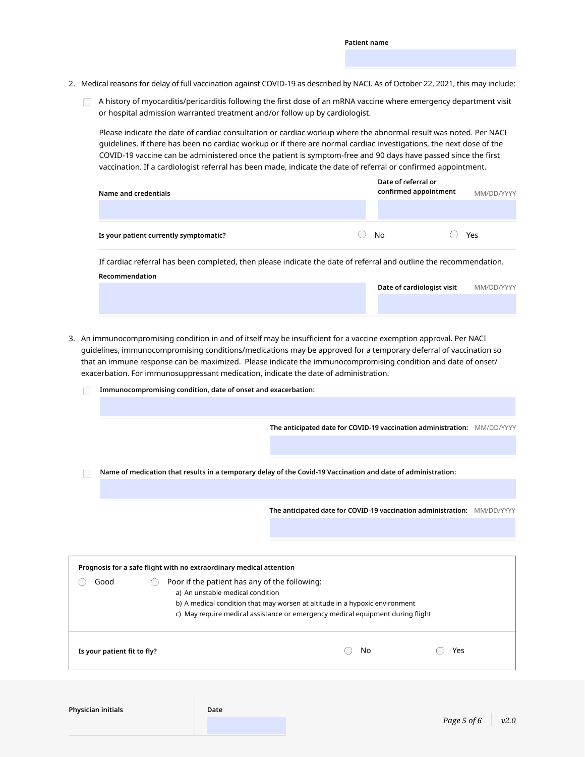**Patient name**

2. Medical reasons for delay of full vaccination against COVID-19 as described by NACI. As of October 22, 2021, this may include:

   ☐ A history of myocarditis/pericarditis following the first dose of an mRNA vaccine where emergency department visit or hospital admission warranted treatment and/or follow up by cardiologist.

   Please indicate the date of cardiac consultation or cardiac workup where the abnormal result was noted. Per NACI guidelines, if there has been no cardiac workup or if there are normal cardiac investigations, the next dose of the COVID-19 vaccine can be administered once the patient is symptom-free and 90 days have passed since the first vaccination. If a cardiologist referral has been made, indicate the date of referral or confirmed appointment.

   **Name and credentials**

   **Date of referral or confirmed appointment** MM/DD/YYYY

   **Is your patient currently symptomatic?** ◯ No ◯ Yes

   If cardiac referral has been completed, then please indicate the date of referral and outline the recommendation.

   **Recommendation**

   **Date of cardiologist visit** MM/DD/YYYY

3. An immunocompromising condition in and of itself may be insufficient for a vaccine exemption approval. Per NACI guidelines, immunocompromising conditions/medications may be approved for a temporary deferral of vaccination so that an immune response can be maximized. Please indicate the immunocompromising condition and date of onset/exacerbation. For immunosuppressant medication, indicate the date of administration.

   ☐ **Immunocompromising condition, date of onset and exacerbation:**

   **The anticipated date for COVID-19 vaccination administration:** MM/DD/YYYY

   ☐ **Name of medication that results in a temporary delay of the Covid-19 Vaccination and date of administration:**

   **The anticipated date for COVID-19 vaccination administration:** MM/DD/YYYY

**Prognosis for a safe flight with no extraordinary medical attention**

◯ Good ◯ Poor if the patient has any of the following:

a) An unstable medical condition
b) A medical condition that may worsen at altitude in a hypoxic environment
c) May require medical assistance or emergency medical equipment during flight

**Is your patient fit to fly?** ◯ No ◯ Yes

**Physician initials**

**Date**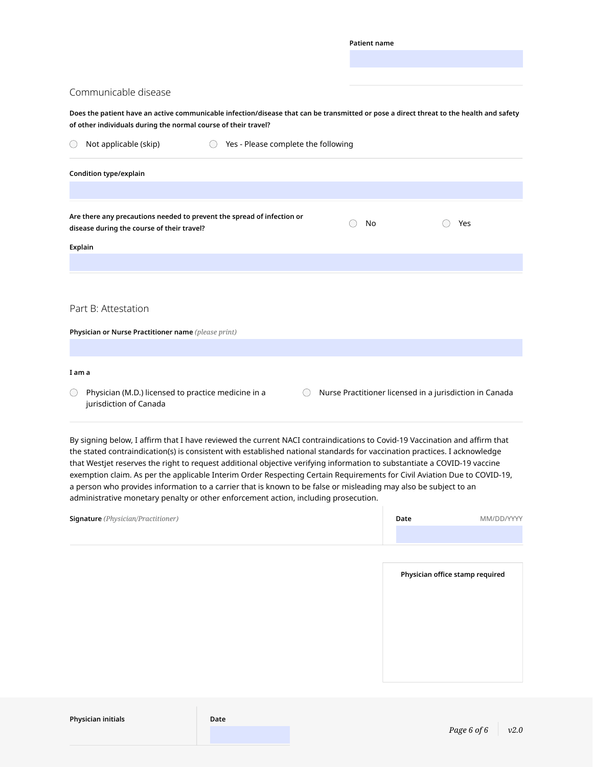**Patient name**

## Communicable disease

**Does the patient have an active communicable infection/disease that can be transmitted or pose a direct threat to the health and safety of other individuals during the normal course of their travel?**

- ◯ Not applicable (skip)
- ◯ Yes - Please complete the following

**Condition type/explain**

**Are there any precautions needed to prevent the spread of infection or disease during the course of their travel?** ◯ No ◯ Yes

**Explain**

## Part B: Attestation

**Physician or Nurse Practitioner name** *(please print)*

**I am a**

- ◯ Physician (M.D.) licensed to practice medicine in a jurisdiction of Canada
- ◯ Nurse Practitioner licensed in a jurisdiction in Canada

By signing below, I affirm that I have reviewed the current NACI contraindications to Covid-19 Vaccination and affirm that the stated contraindication(s) is consistent with established national standards for vaccination practices. I acknowledge that Westjet reserves the right to request additional objective verifying information to substantiate a COVID-19 vaccine exemption claim. As per the applicable Interim Order Respecting Certain Requirements for Civil Aviation Due to COVID-19, a person who provides information to a carrier that is known to be false or misleading may also be subject to an administrative monetary penalty or other enforcement action, including prosecution.

**Signature** *(Physician/Practitioner)*

**Date** MM/DD/YYYY

**Physician office stamp required**

**Physician initials**

**Date**